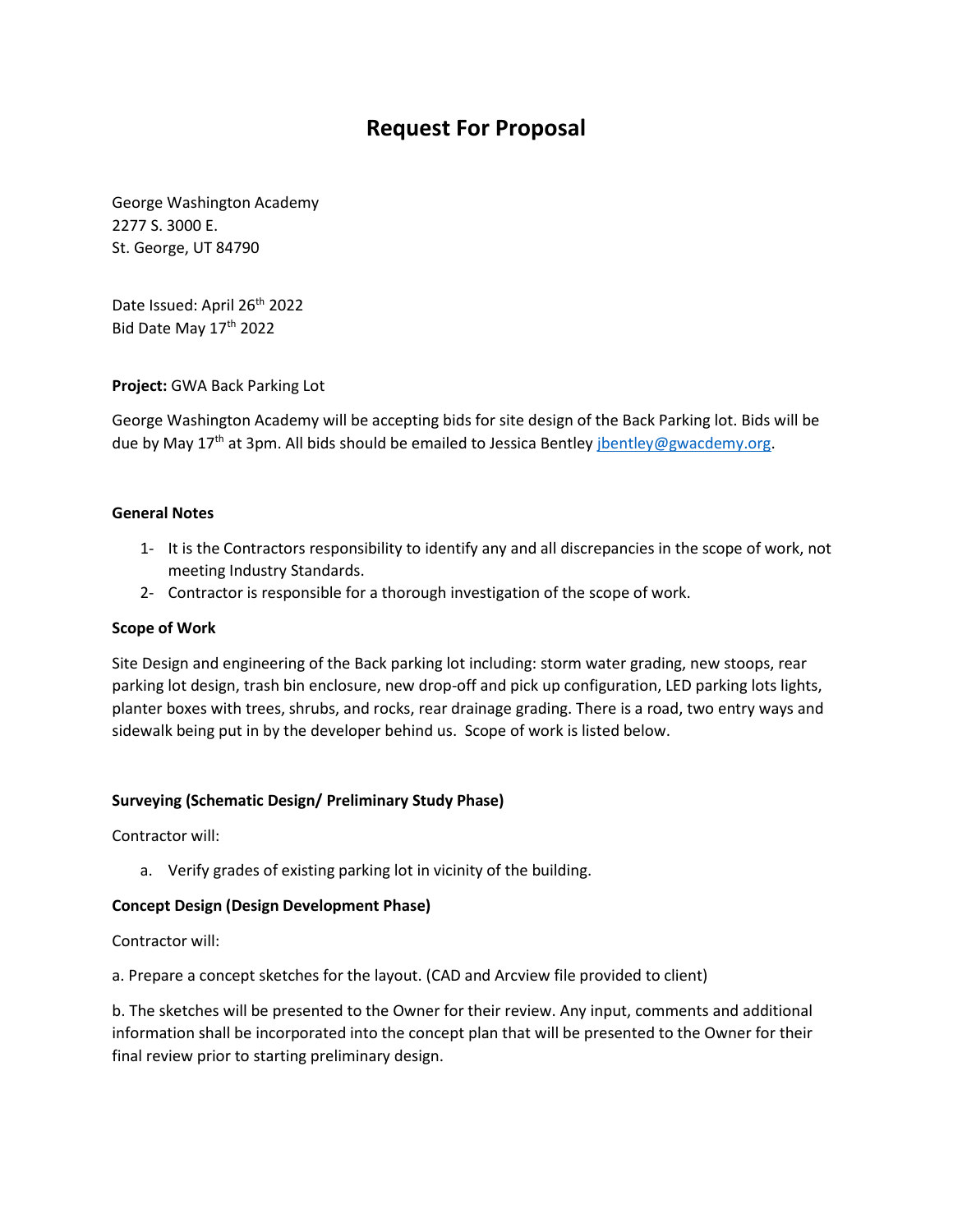# Request For Proposal

George Washington Academy
2277 S. 3000 E.
St. George, UT 84790

Date Issued: April 26th 2022
Bid Date May 17th 2022

**Project:** GWA Back Parking Lot

George Washington Academy will be accepting bids for site design of the Back Parking lot. Bids will be due by May 17th at 3pm. All bids should be emailed to Jessica Bentley jbentley@gwacdemy.org.

**General Notes**

1- It is the Contractors responsibility to identify any and all discrepancies in the scope of work, not meeting Industry Standards.
2- Contractor is responsible for a thorough investigation of the scope of work.

**Scope of Work**

Site Design and engineering of the Back parking lot including: storm water grading, new stoops, rear parking lot design, trash bin enclosure, new drop-off and pick up configuration, LED parking lots lights, planter boxes with trees, shrubs, and rocks, rear drainage grading. There is a road, two entry ways and sidewalk being put in by the developer behind us. Scope of work is listed below.

**Surveying (Schematic Design/ Preliminary Study Phase)**

Contractor will:

a. Verify grades of existing parking lot in vicinity of the building.

**Concept Design (Design Development Phase)**

Contractor will:

a. Prepare a concept sketches for the layout. (CAD and Arcview file provided to client)

b. The sketches will be presented to the Owner for their review. Any input, comments and additional information shall be incorporated into the concept plan that will be presented to the Owner for their final review prior to starting preliminary design.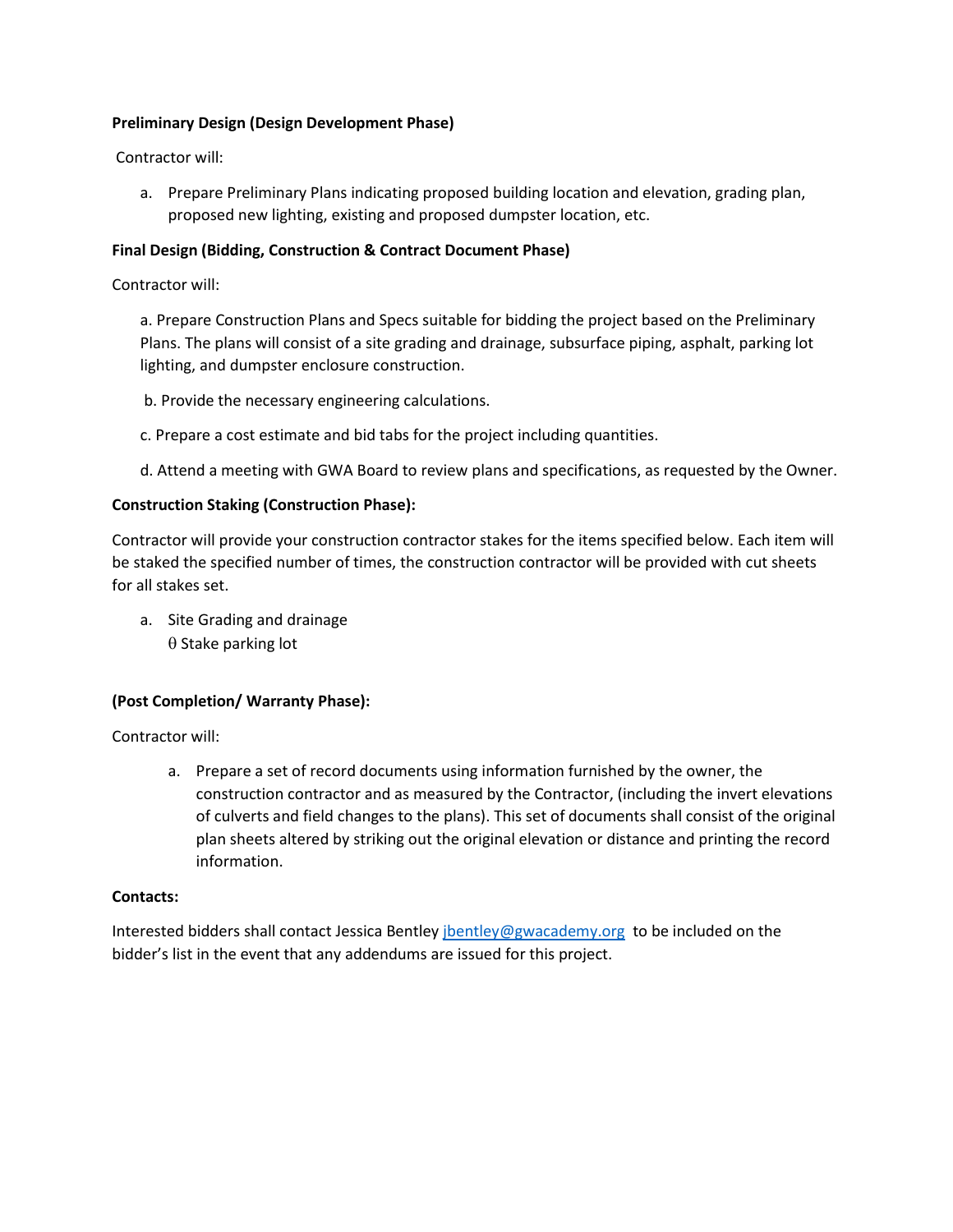**Preliminary Design (Design Development Phase)**

Contractor will:

a. Prepare Preliminary Plans indicating proposed building location and elevation, grading plan, proposed new lighting, existing and proposed dumpster location, etc.

**Final Design (Bidding, Construction & Contract Document Phase)**

Contractor will:

a. Prepare Construction Plans and Specs suitable for bidding the project based on the Preliminary Plans. The plans will consist of a site grading and drainage, subsurface piping, asphalt, parking lot lighting, and dumpster enclosure construction.

b. Provide the necessary engineering calculations.

c. Prepare a cost estimate and bid tabs for the project including quantities.

d. Attend a meeting with GWA Board to review plans and specifications, as requested by the Owner.

**Construction Staking (Construction Phase):**

Contractor will provide your construction contractor stakes for the items specified below. Each item will be staked the specified number of times, the construction contractor will be provided with cut sheets for all stakes set.

a. Site Grading and drainage
   θ Stake parking lot

**(Post Completion/ Warranty Phase):**

Contractor will:

a. Prepare a set of record documents using information furnished by the owner, the construction contractor and as measured by the Contractor, (including the invert elevations of culverts and field changes to the plans). This set of documents shall consist of the original plan sheets altered by striking out the original elevation or distance and printing the record information.

**Contacts:**

Interested bidders shall contact Jessica Bentley jbentley@gwacademy.org to be included on the bidder's list in the event that any addendums are issued for this project.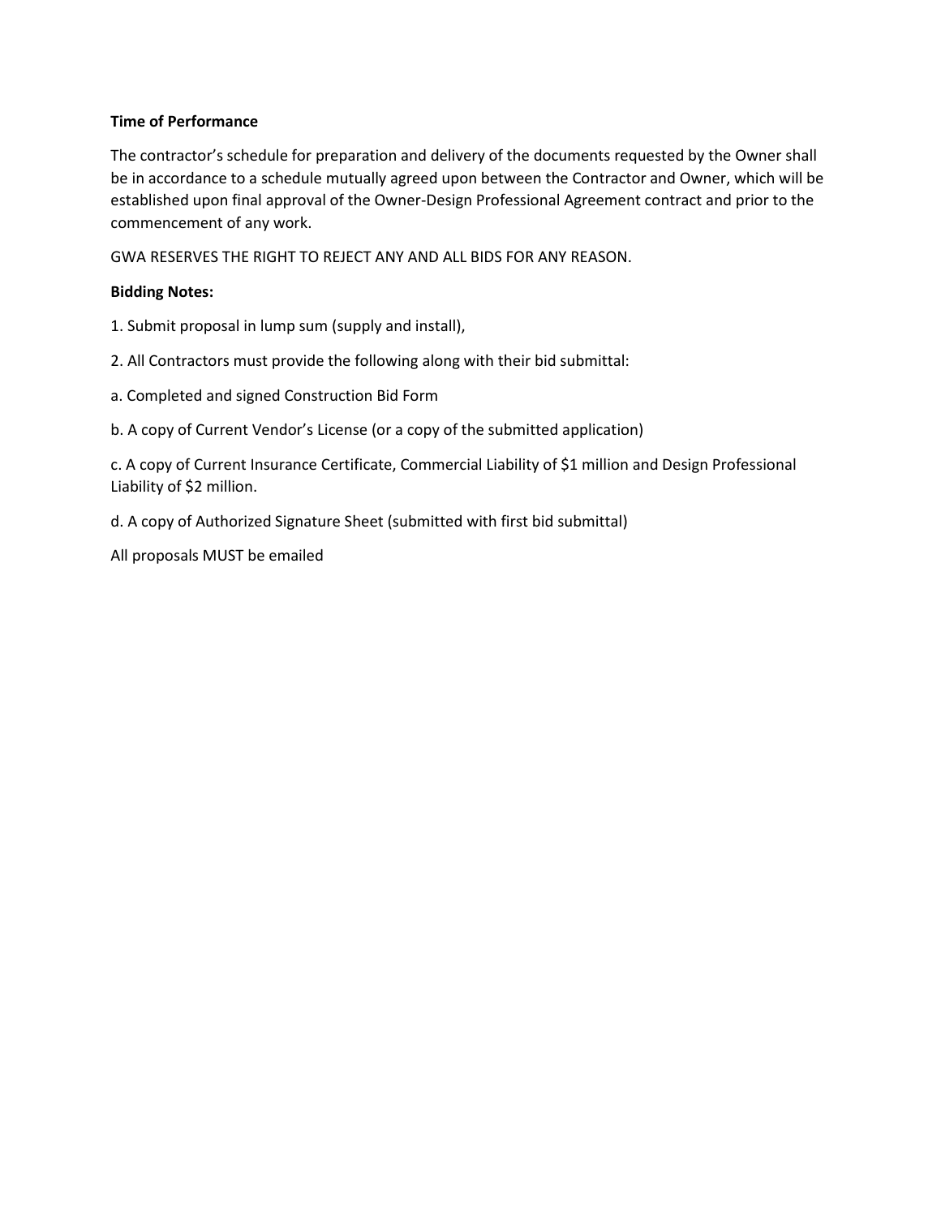**Time of Performance**

The contractor's schedule for preparation and delivery of the documents requested by the Owner shall be in accordance to a schedule mutually agreed upon between the Contractor and Owner, which will be established upon final approval of the Owner-Design Professional Agreement contract and prior to the commencement of any work.

GWA RESERVES THE RIGHT TO REJECT ANY AND ALL BIDS FOR ANY REASON.

**Bidding Notes:**

1. Submit proposal in lump sum (supply and install),

2. All Contractors must provide the following along with their bid submittal:

a. Completed and signed Construction Bid Form

b. A copy of Current Vendor's License (or a copy of the submitted application)

c. A copy of Current Insurance Certificate, Commercial Liability of $1 million and Design Professional Liability of $2 million.

d. A copy of Authorized Signature Sheet (submitted with first bid submittal)

All proposals MUST be emailed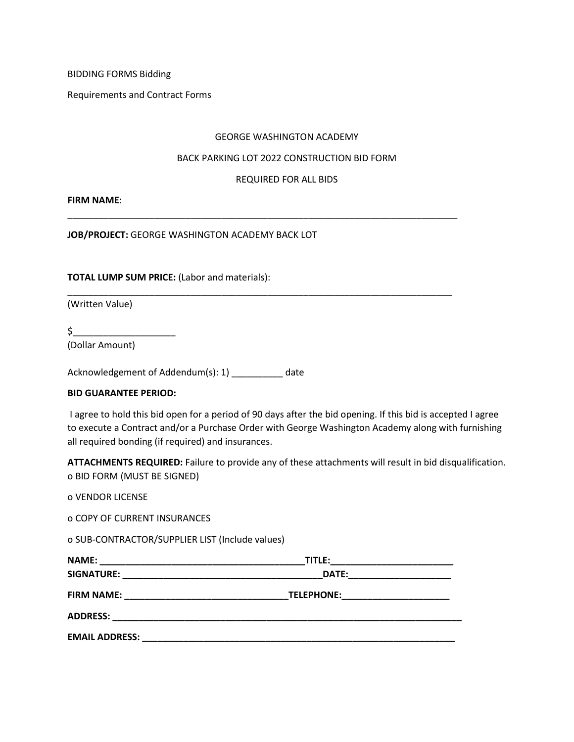BIDDING FORMS Bidding

Requirements and Contract Forms

GEORGE WASHINGTON ACADEMY

BACK PARKING LOT 2022 CONSTRUCTION BID FORM

REQUIRED FOR ALL BIDS

**FIRM NAME**:

______________________________________________________________________________

**JOB/PROJECT:** GEORGE WASHINGTON ACADEMY BACK LOT

**TOTAL LUMP SUM PRICE:** (Labor and materials):

______________________________________________________________________________

(Written Value)

$____________________

(Dollar Amount)

Acknowledgement of Addendum(s): 1) __________ date

**BID GUARANTEE PERIOD:**

I agree to hold this bid open for a period of 90 days after the bid opening. If this bid is accepted I agree to execute a Contract and/or a Purchase Order with George Washington Academy along with furnishing all required bonding (if required) and insurances.

**ATTACHMENTS REQUIRED:** Failure to provide any of these attachments will result in bid disqualification.

o BID FORM (MUST BE SIGNED)

o VENDOR LICENSE

o COPY OF CURRENT INSURANCES

o SUB-CONTRACTOR/SUPPLIER LIST (Include values)

**NAME: ________________________________________TITLE:________________________**

**SIGNATURE: ______________________________________DATE:____________________**

**FIRM NAME: ________________________________TELEPHONE:_____________________**

**ADDRESS: _______________________________________________________________________**

**EMAIL ADDRESS: ______________________________________________________________**